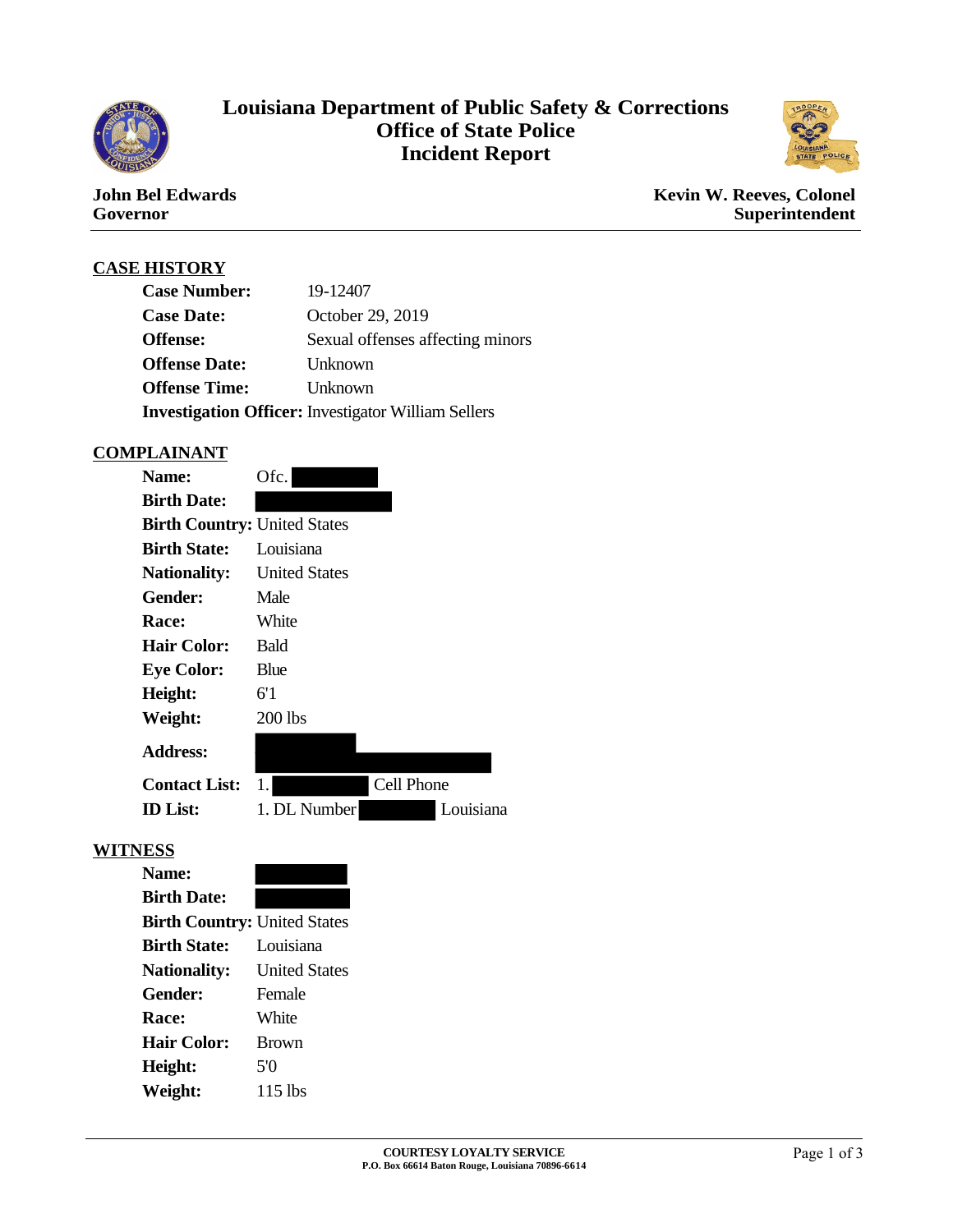# Louisiana Department of Public Safety & Corrections
## Office of State Police
## Incident Report

**John Bel Edwards**
**Governor**

**Kevin W. Reeves, Colonel**
**Superintendent**

---

## CASE HISTORY

**Case Number:** 19-12407
**Case Date:** October 29, 2019
**Offense:** Sexual offenses affecting minors
**Offense Date:** Unknown
**Offense Time:** Unknown
**Investigation Officer:** Investigator William Sellers

## COMPLAINANT

**Name:** Ofc. [REDACTED]
**Birth Date:** [REDACTED]
**Birth Country:** United States
**Birth State:** Louisiana
**Nationality:** United States
**Gender:** Male
**Race:** White
**Hair Color:** Bald
**Eye Color:** Blue
**Height:** 6'1
**Weight:** 200 lbs
**Address:** [REDACTED]
**Contact List:** 1. [REDACTED] Cell Phone
**ID List:** 1. DL Number [REDACTED] Louisiana

## WITNESS

**Name:** [REDACTED]
**Birth Date:** [REDACTED]
**Birth Country:** United States
**Birth State:** Louisiana
**Nationality:** United States
**Gender:** Female
**Race:** White
**Hair Color:** Brown
**Height:** 5'0
**Weight:** 115 lbs

---

**COURTESY LOYALTY SERVICE**
**P.O. Box 66614 Baton Rouge, Louisiana 70896-6614**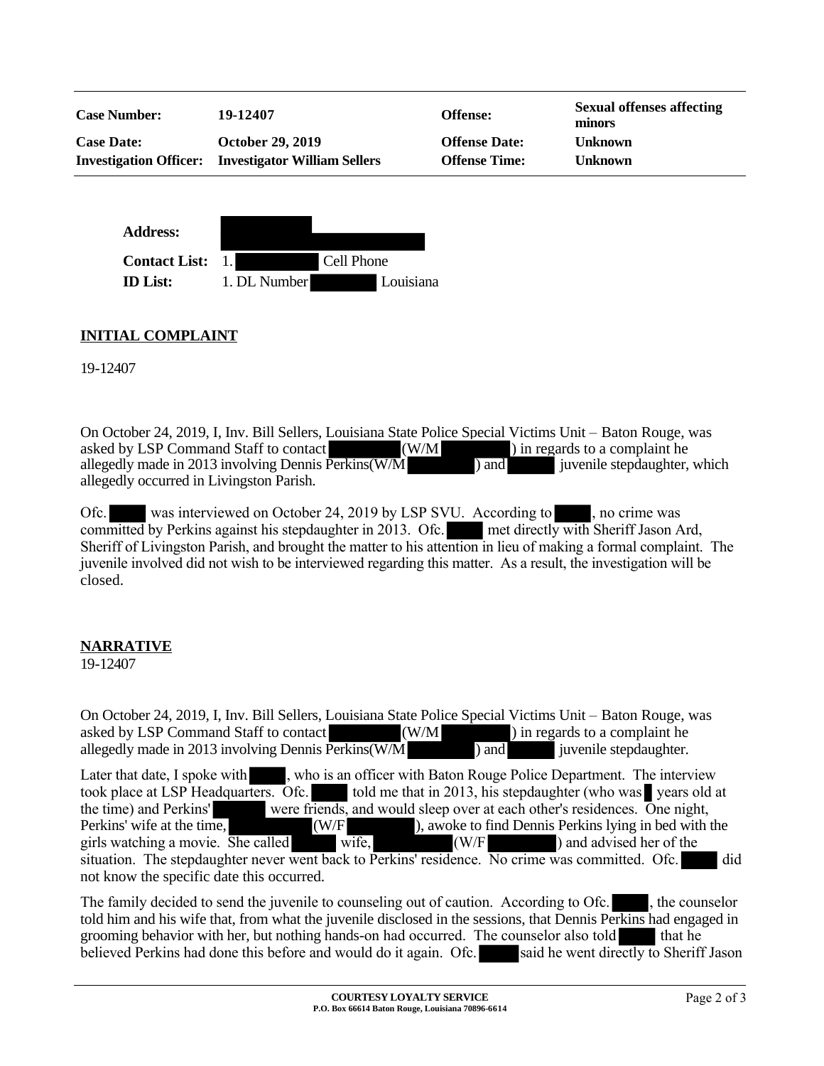| **Case Number:** | **19-12407** | **Offense:** | **Sexual offenses affecting minors** |
|---|---|---|---|
| **Case Date:** | **October 29, 2019** | **Offense Date:** | **Unknown** |
| **Investigation Officer:** | **Investigator William Sellers** | **Offense Time:** | **Unknown** |

**Address:** [REDACTED]

**Contact List:** 1. [REDACTED] Cell Phone

**ID List:** 1. DL Number [REDACTED] Louisiana

## INITIAL COMPLAINT

19-12407

On October 24, 2019, I, Inv. Bill Sellers, Louisiana State Police Special Victims Unit – Baton Rouge, was asked by LSP Command Staff to contact [REDACTED] (W/M [REDACTED]) in regards to a complaint he allegedly made in 2013 involving Dennis Perkins(W/M [REDACTED]) and [REDACTED] juvenile stepdaughter, which allegedly occurred in Livingston Parish.

Ofc. [REDACTED] was interviewed on October 24, 2019 by LSP SVU. According to [REDACTED], no crime was committed by Perkins against his stepdaughter in 2013. Ofc. [REDACTED] met directly with Sheriff Jason Ard, Sheriff of Livingston Parish, and brought the matter to his attention in lieu of making a formal complaint. The juvenile involved did not wish to be interviewed regarding this matter. As a result, the investigation will be closed.

## NARRATIVE

19-12407

On October 24, 2019, I, Inv. Bill Sellers, Louisiana State Police Special Victims Unit – Baton Rouge, was asked by LSP Command Staff to contact [REDACTED] (W/M [REDACTED]) in regards to a complaint he allegedly made in 2013 involving Dennis Perkins(W/M [REDACTED]) and [REDACTED] juvenile stepdaughter.

Later that date, I spoke with [REDACTED], who is an officer with Baton Rouge Police Department. The interview took place at LSP Headquarters. Ofc. [REDACTED] told me that in 2013, his stepdaughter (who was [REDACTED] years old at the time) and Perkins' [REDACTED] were friends, and would sleep over at each other's residences. One night, Perkins' wife at the time, [REDACTED] (W/F [REDACTED]), awoke to find Dennis Perkins lying in bed with the girls watching a movie. She called [REDACTED] wife, [REDACTED] (W/F [REDACTED]) and advised her of the situation. The stepdaughter never went back to Perkins' residence. No crime was committed. Ofc. [REDACTED] did not know the specific date this occurred.

The family decided to send the juvenile to counseling out of caution. According to Ofc. [REDACTED], the counselor told him and his wife that, from what the juvenile disclosed in the sessions, that Dennis Perkins had engaged in grooming behavior with her, but nothing hands-on had occurred. The counselor also told [REDACTED] that he believed Perkins had done this before and would do it again. Ofc. [REDACTED] said he went directly to Sheriff Jason

**COURTESY LOYALTY SERVICE**
**P.O. Box 66614 Baton Rouge, Louisiana 70896-6614**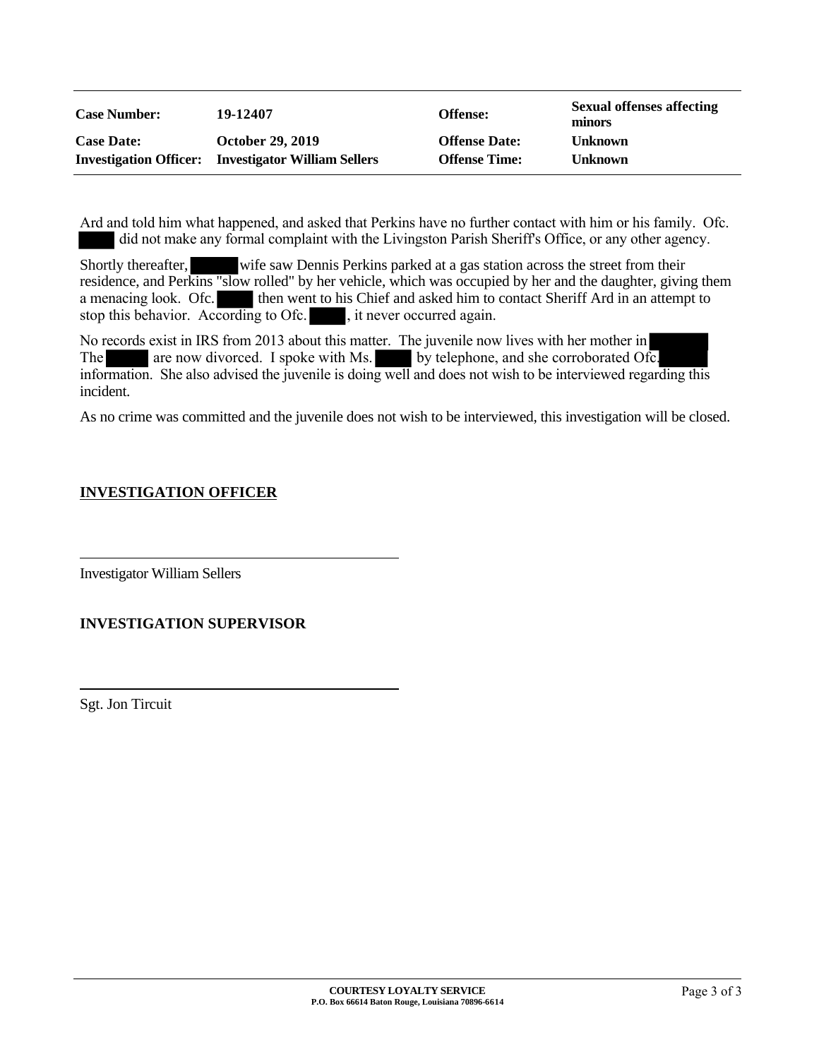| | | | |
|---|---|---|---|
| **Case Number:** | **19-12407** | **Offense:** | **Sexual offenses affecting minors** |
| **Case Date:** | **October 29, 2019** | **Offense Date:** | **Unknown** |
| **Investigation Officer:** | **Investigator William Sellers** | **Offense Time:** | **Unknown** |

Ard and told him what happened, and asked that Perkins have no further contact with him or his family. Ofc. ████ did not make any formal complaint with the Livingston Parish Sheriff's Office, or any other agency.

Shortly thereafter, █████ wife saw Dennis Perkins parked at a gas station across the street from their residence, and Perkins "slow rolled" by her vehicle, which was occupied by her and the daughter, giving them a menacing look. Ofc. ████ then went to his Chief and asked him to contact Sheriff Ard in an attempt to stop this behavior. According to Ofc. ████, it never occurred again.

No records exist in IRS from 2013 about this matter. The juvenile now lives with her mother in ██████ The █████ are now divorced. I spoke with Ms. ████ by telephone, and she corroborated Ofc. █████ information. She also advised the juvenile is doing well and does not wish to be interviewed regarding this incident.

As no crime was committed and the juvenile does not wish to be interviewed, this investigation will be closed.

**INVESTIGATION OFFICER**

Investigator William Sellers

**INVESTIGATION SUPERVISOR**

Sgt. Jon Tircuit

**COURTESY LOYALTY SERVICE**
**P.O. Box 66614 Baton Rouge, Louisiana 70896-6614**